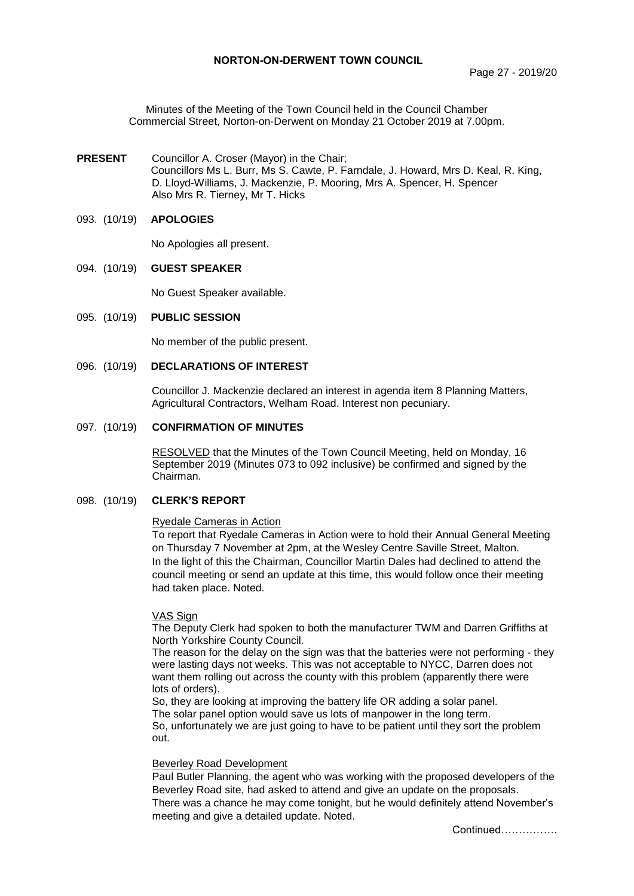# NORTON-ON-DERWENT TOWN COUNCIL

Minutes of the Meeting of the Town Council held in the Council Chamber Commercial Street, Norton-on-Derwent on Monday 21 October 2019 at 7.00pm.

**PRESENT** Councillor A. Croser (Mayor) in the Chair;
Councillors Ms L. Burr, Ms S. Cawte, P. Farndale, J. Howard, Mrs D. Keal, R. King, D. Lloyd-Williams, J. Mackenzie, P. Mooring, Mrs A. Spencer, H. Spencer
Also Mrs R. Tierney, Mr T. Hicks

## 093. (10/19) APOLOGIES

No Apologies all present.

## 094. (10/19) GUEST SPEAKER

No Guest Speaker available.

## 095. (10/19) PUBLIC SESSION

No member of the public present.

## 096. (10/19) DECLARATIONS OF INTEREST

Councillor J. Mackenzie declared an interest in agenda item 8 Planning Matters, Agricultural Contractors, Welham Road. Interest non pecuniary.

## 097. (10/19) CONFIRMATION OF MINUTES

RESOLVED that the Minutes of the Town Council Meeting, held on Monday, 16 September 2019 (Minutes 073 to 092 inclusive) be confirmed and signed by the Chairman.

## 098. (10/19) CLERK'S REPORT

Ryedale Cameras in Action

To report that Ryedale Cameras in Action were to hold their Annual General Meeting on Thursday 7 November at 2pm, at the Wesley Centre Saville Street, Malton. In the light of this the Chairman, Councillor Martin Dales had declined to attend the council meeting or send an update at this time, this would follow once their meeting had taken place. Noted.

VAS Sign

The Deputy Clerk had spoken to both the manufacturer TWM and Darren Griffiths at North Yorkshire County Council.

The reason for the delay on the sign was that the batteries were not performing - they were lasting days not weeks. This was not acceptable to NYCC, Darren does not want them rolling out across the county with this problem (apparently there were lots of orders).

So, they are looking at improving the battery life OR adding a solar panel.

The solar panel option would save us lots of manpower in the long term.

So, unfortunately we are just going to have to be patient until they sort the problem out.

Beverley Road Development

Paul Butler Planning, the agent who was working with the proposed developers of the Beverley Road site, had asked to attend and give an update on the proposals.

There was a chance he may come tonight, but he would definitely attend November's meeting and give a detailed update. Noted.

Continued…………….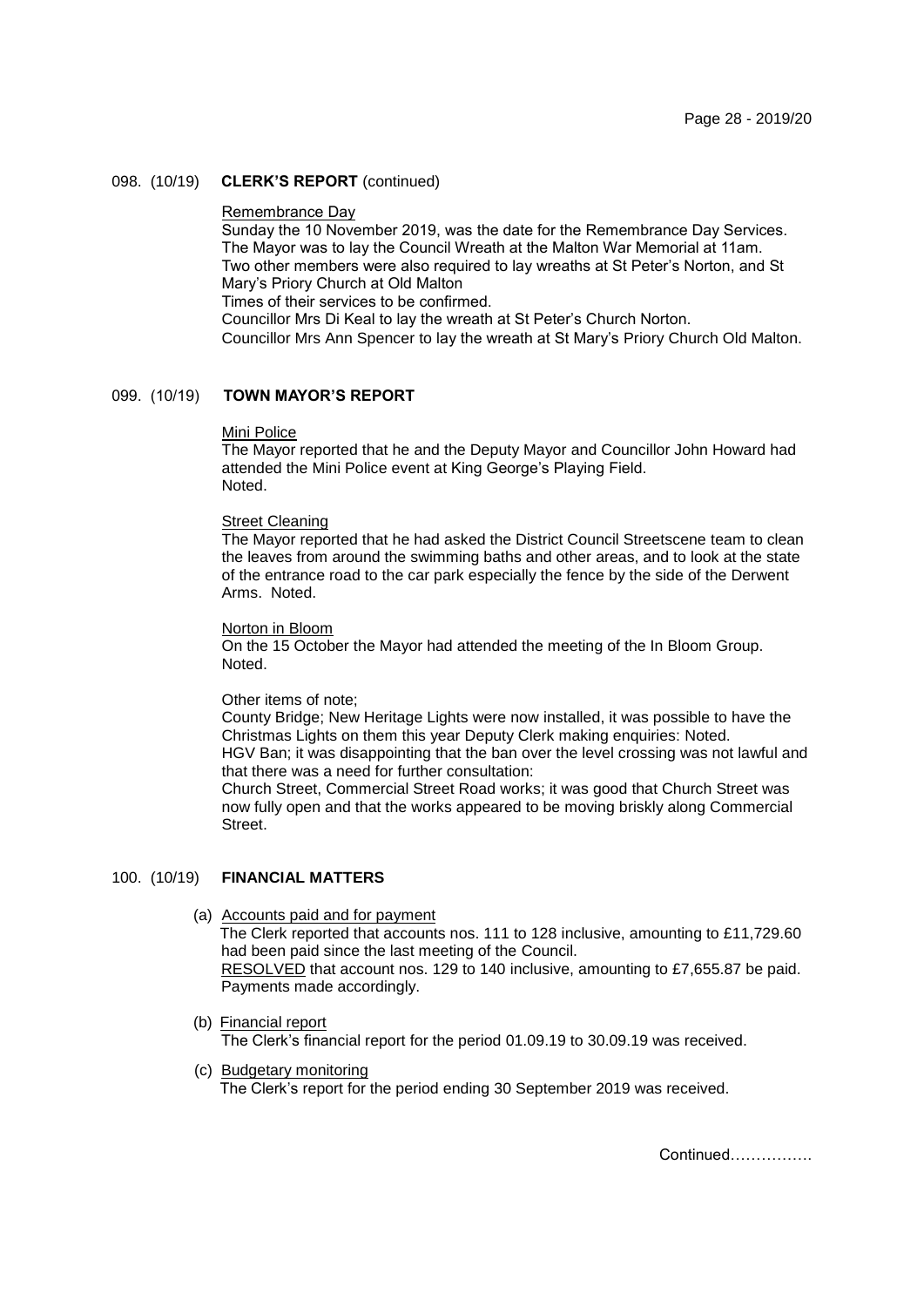098. (10/19) **CLERK'S REPORT** (continued)

Remembrance Day

Sunday the 10 November 2019, was the date for the Remembrance Day Services. The Mayor was to lay the Council Wreath at the Malton War Memorial at 11am. Two other members were also required to lay wreaths at St Peter's Norton, and St Mary's Priory Church at Old Malton

Times of their services to be confirmed.

Councillor Mrs Di Keal to lay the wreath at St Peter's Church Norton.

Councillor Mrs Ann Spencer to lay the wreath at St Mary's Priory Church Old Malton.

099. (10/19) **TOWN MAYOR'S REPORT**

Mini Police

The Mayor reported that he and the Deputy Mayor and Councillor John Howard had attended the Mini Police event at King George's Playing Field.

Noted.

Street Cleaning

The Mayor reported that he had asked the District Council Streetscene team to clean the leaves from around the swimming baths and other areas, and to look at the state of the entrance road to the car park especially the fence by the side of the Derwent Arms. Noted.

Norton in Bloom

On the 15 October the Mayor had attended the meeting of the In Bloom Group.

Noted.

Other items of note;

County Bridge; New Heritage Lights were now installed, it was possible to have the Christmas Lights on them this year Deputy Clerk making enquiries: Noted.

HGV Ban; it was disappointing that the ban over the level crossing was not lawful and that there was a need for further consultation:

Church Street, Commercial Street Road works; it was good that Church Street was now fully open and that the works appeared to be moving briskly along Commercial Street.

100. (10/19) **FINANCIAL MATTERS**

(a) Accounts paid and for payment

The Clerk reported that accounts nos. 111 to 128 inclusive, amounting to £11,729.60 had been paid since the last meeting of the Council.

RESOLVED that account nos. 129 to 140 inclusive, amounting to £7,655.87 be paid. Payments made accordingly.

(b) Financial report

The Clerk's financial report for the period 01.09.19 to 30.09.19 was received.

(c) Budgetary monitoring

The Clerk's report for the period ending 30 September 2019 was received.

Continued…………….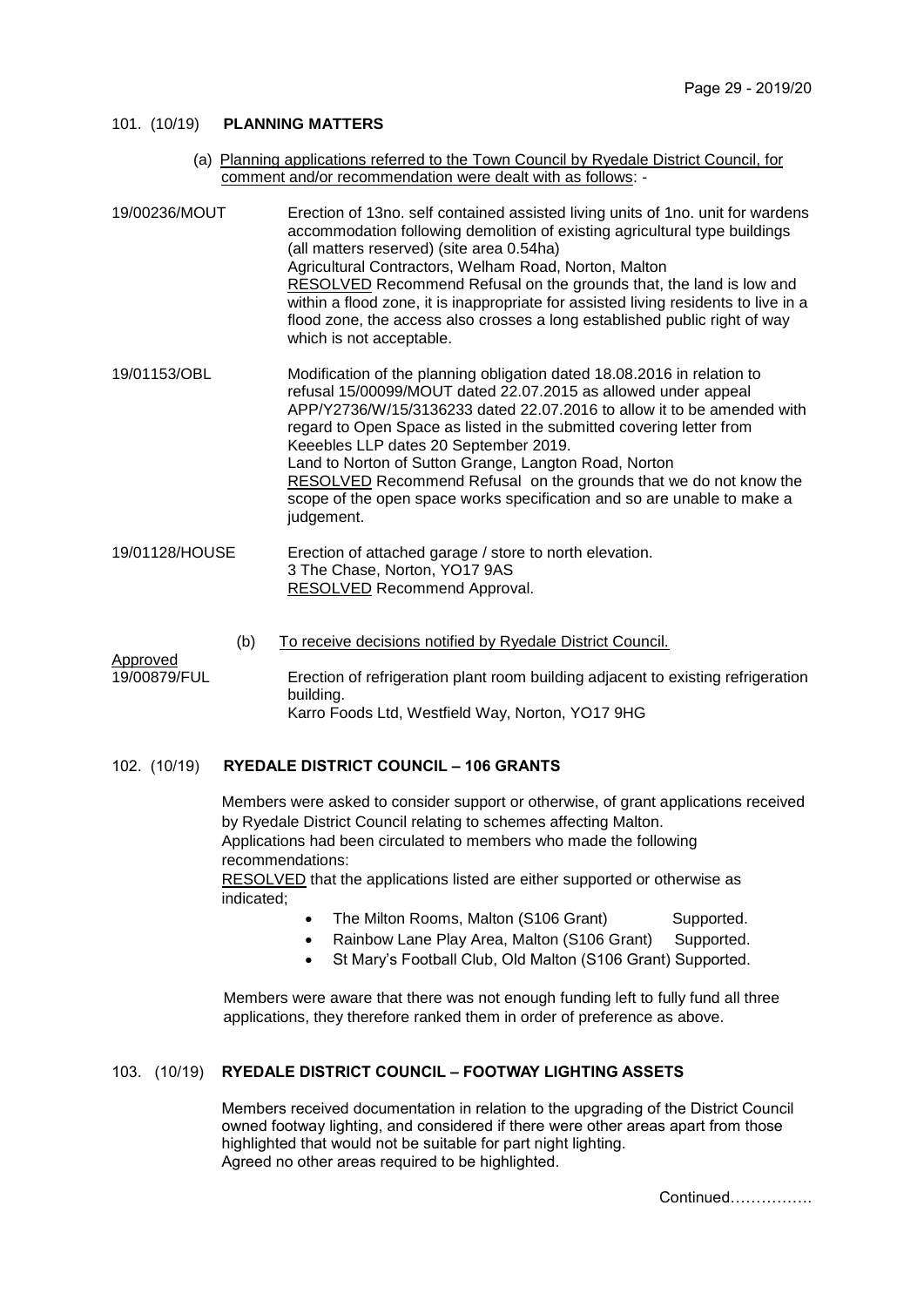## 101. (10/19) **PLANNING MATTERS**

(a) Planning applications referred to the Town Council by Ryedale District Council, for comment and/or recommendation were dealt with as follows: -

**19/00236/MOUT**
Erection of 13no. self contained assisted living units of 1no. unit for wardens accommodation following demolition of existing agricultural type buildings (all matters reserved) (site area 0.54ha)
Agricultural Contractors, Welham Road, Norton, Malton
RESOLVED Recommend Refusal on the grounds that, the land is low and within a flood zone, it is inappropriate for assisted living residents to live in a flood zone, the access also crosses a long established public right of way which is not acceptable.

**19/01153/OBL**
Modification of the planning obligation dated 18.08.2016 in relation to refusal 15/00099/MOUT dated 22.07.2015 as allowed under appeal APP/Y2736/W/15/3136233 dated 22.07.2016 to allow it to be amended with regard to Open Space as listed in the submitted covering letter from Keeebles LLP dates 20 September 2019.
Land to Norton of Sutton Grange, Langton Road, Norton
RESOLVED Recommend Refusal on the grounds that we do not know the scope of the open space works specification and so are unable to make a judgement.

**19/01128/HOUSE**
Erection of attached garage / store to north elevation.
3 The Chase, Norton, YO17 9AS
RESOLVED Recommend Approval.

(b) To receive decisions notified by Ryedale District Council.

Approved

**19/00879/FUL**
Erection of refrigeration plant room building adjacent to existing refrigeration building.
Karro Foods Ltd, Westfield Way, Norton, YO17 9HG

## 102. (10/19) **RYEDALE DISTRICT COUNCIL – 106 GRANTS**

Members were asked to consider support or otherwise, of grant applications received by Ryedale District Council relating to schemes affecting Malton.
Applications had been circulated to members who made the following recommendations:
RESOLVED that the applications listed are either supported or otherwise as indicated;

- The Milton Rooms, Malton (S106 Grant) Supported.
- Rainbow Lane Play Area, Malton (S106 Grant) Supported.
- St Mary's Football Club, Old Malton (S106 Grant) Supported.

Members were aware that there was not enough funding left to fully fund all three applications, they therefore ranked them in order of preference as above.

## 103. (10/19) **RYEDALE DISTRICT COUNCIL – FOOTWAY LIGHTING ASSETS**

Members received documentation in relation to the upgrading of the District Council owned footway lighting, and considered if there were other areas apart from those highlighted that would not be suitable for part night lighting.
Agreed no other areas required to be highlighted.

Continued…………….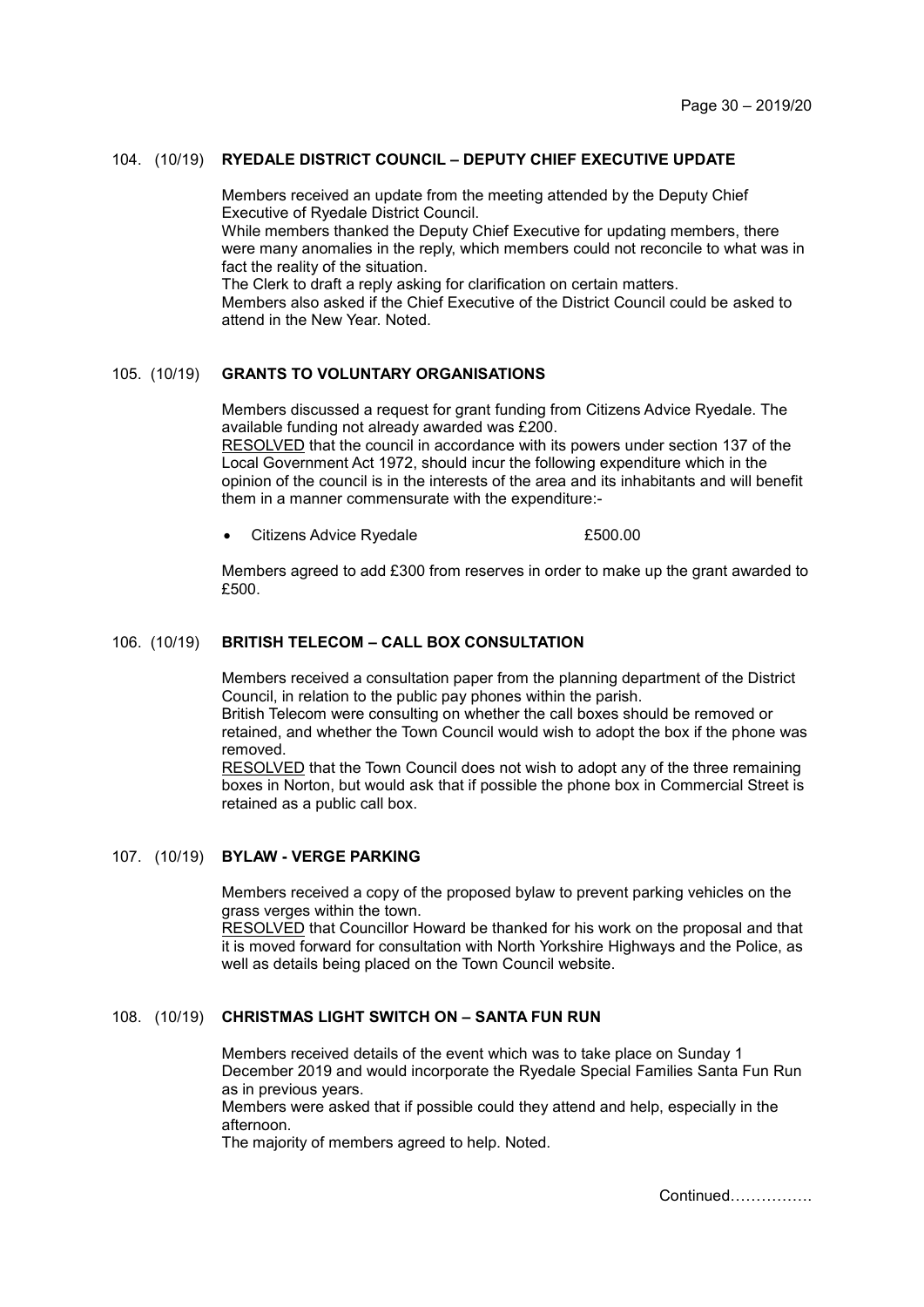### 104. (10/19) **RYEDALE DISTRICT COUNCIL – DEPUTY CHIEF EXECUTIVE UPDATE**

Members received an update from the meeting attended by the Deputy Chief Executive of Ryedale District Council.
While members thanked the Deputy Chief Executive for updating members, there were many anomalies in the reply, which members could not reconcile to what was in fact the reality of the situation.
The Clerk to draft a reply asking for clarification on certain matters.
Members also asked if the Chief Executive of the District Council could be asked to attend in the New Year. Noted.

### 105. (10/19) **GRANTS TO VOLUNTARY ORGANISATIONS**

Members discussed a request for grant funding from Citizens Advice Ryedale. The available funding not already awarded was £200.
RESOLVED that the council in accordance with its powers under section 137 of the Local Government Act 1972, should incur the following expenditure which in the opinion of the council is in the interests of the area and its inhabitants and will benefit them in a manner commensurate with the expenditure:-

- Citizens Advice Ryedale £500.00

Members agreed to add £300 from reserves in order to make up the grant awarded to £500.

### 106. (10/19) **BRITISH TELECOM – CALL BOX CONSULTATION**

Members received a consultation paper from the planning department of the District Council, in relation to the public pay phones within the parish.
British Telecom were consulting on whether the call boxes should be removed or retained, and whether the Town Council would wish to adopt the box if the phone was removed.
RESOLVED that the Town Council does not wish to adopt any of the three remaining boxes in Norton, but would ask that if possible the phone box in Commercial Street is retained as a public call box.

### 107. (10/19) **BYLAW - VERGE PARKING**

Members received a copy of the proposed bylaw to prevent parking vehicles on the grass verges within the town.
RESOLVED that Councillor Howard be thanked for his work on the proposal and that it is moved forward for consultation with North Yorkshire Highways and the Police, as well as details being placed on the Town Council website.

### 108. (10/19) **CHRISTMAS LIGHT SWITCH ON – SANTA FUN RUN**

Members received details of the event which was to take place on Sunday 1 December 2019 and would incorporate the Ryedale Special Families Santa Fun Run as in previous years.
Members were asked that if possible could they attend and help, especially in the afternoon.
The majority of members agreed to help. Noted.

Continued…………….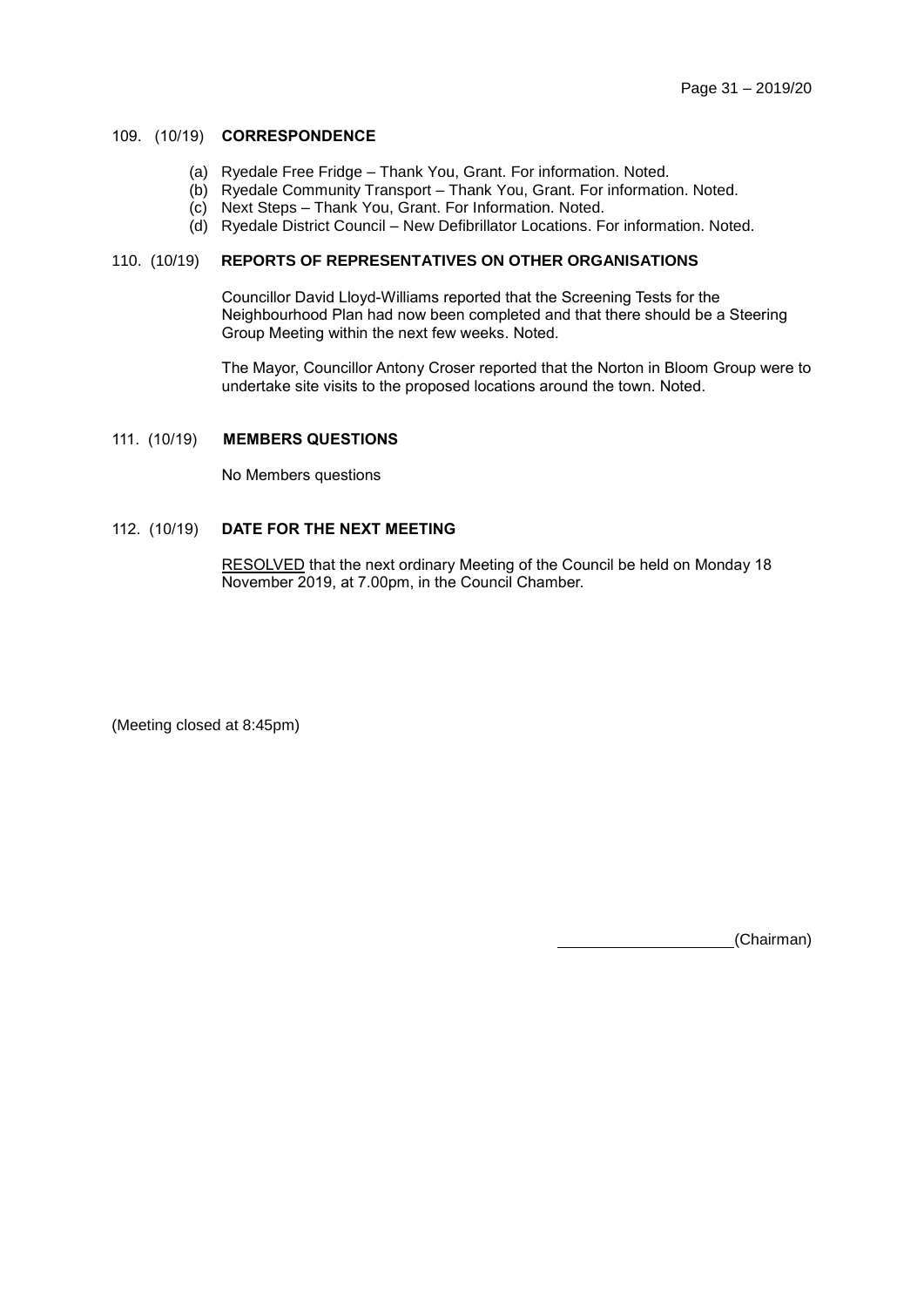109. (10/19) **CORRESPONDENCE**

(a) Ryedale Free Fridge – Thank You, Grant. For information. Noted.
(b) Ryedale Community Transport – Thank You, Grant. For information. Noted.
(c) Next Steps – Thank You, Grant. For Information. Noted.
(d) Ryedale District Council – New Defibrillator Locations. For information. Noted.

110. (10/19) **REPORTS OF REPRESENTATIVES ON OTHER ORGANISATIONS**

Councillor David Lloyd-Williams reported that the Screening Tests for the Neighbourhood Plan had now been completed and that there should be a Steering Group Meeting within the next few weeks. Noted.

The Mayor, Councillor Antony Croser reported that the Norton in Bloom Group were to undertake site visits to the proposed locations around the town. Noted.

111. (10/19) **MEMBERS QUESTIONS**

No Members questions

112. (10/19) **DATE FOR THE NEXT MEETING**

RESOLVED that the next ordinary Meeting of the Council be held on Monday 18 November 2019, at 7.00pm, in the Council Chamber.

(Meeting closed at 8:45pm)

____________________(Chairman)